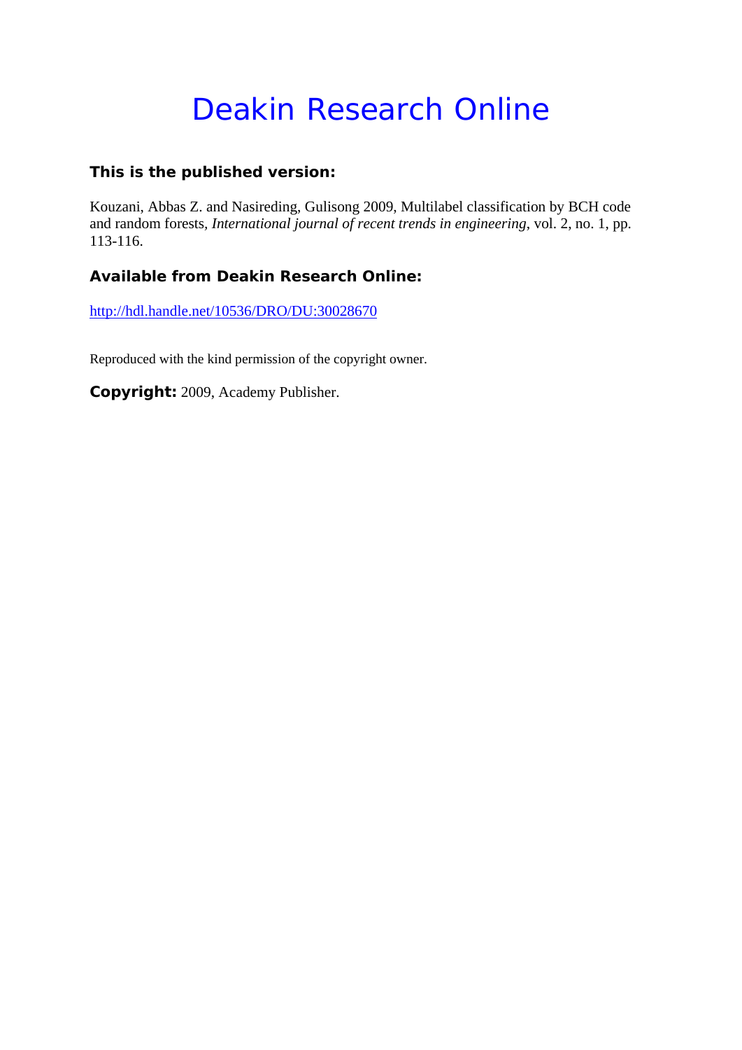# Deakin Research Online

### This is the published version:

Kouzani, Abbas Z. and Nasireding, Gulisong 2009, Multilabel classification by BCH code and random forests, *International journal of recent trends in engineering*, vol. 2, no. 1, pp. 113-116.

### Available from Deakin Research Online:

http://hdl.handle.net/10536/DRO/DU:30028670

Reproduced with the kind permission of the copyright owner.

**Copyright:** 2009, Academy Publisher.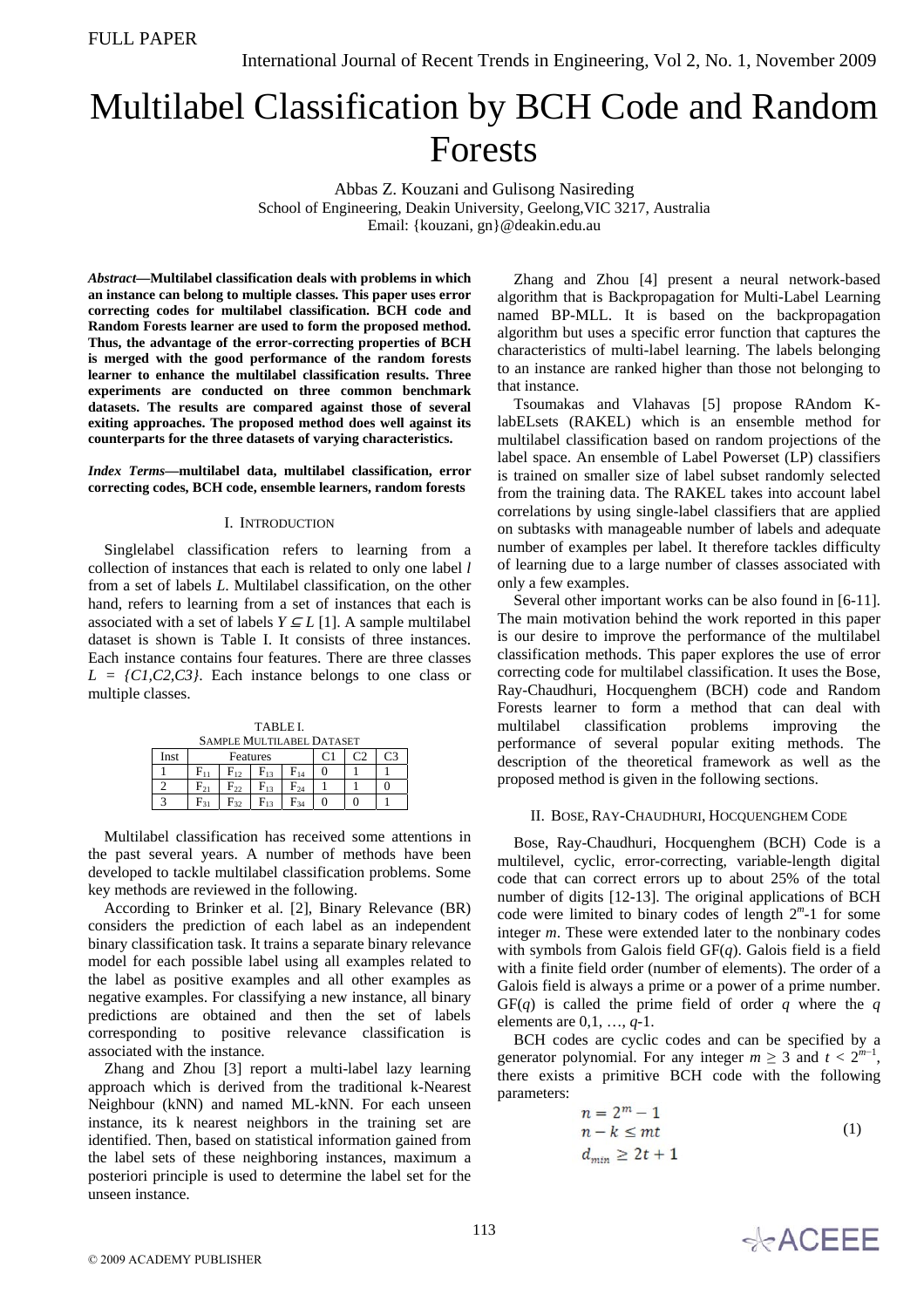FULL PAPER

# Multilabel Classification by BCH Code and Random Forests

Abbas Z. Kouzani and Gulisong Nasireding
School of Engineering, Deakin University, Geelong,VIC 3217, Australia
Email: {kouzani, gn}@deakin.edu.au

***Abstract*—Multilabel classification deals with problems in which an instance can belong to multiple classes. This paper uses error correcting codes for multilabel classification. BCH code and Random Forests learner are used to form the proposed method. Thus, the advantage of the error-correcting properties of BCH is merged with the good performance of the random forests learner to enhance the multilabel classification results. Three experiments are conducted on three common benchmark datasets. The results are compared against those of several exiting approaches. The proposed method does well against its counterparts for the three datasets of varying characteristics.**

***Index Terms*—multilabel data, multilabel classification, error correcting codes, BCH code, ensemble learners, random forests**

## I. Introduction

Singlelabel classification refers to learning from a collection of instances that each is related to only one label *l* from a set of labels *L*. Multilabel classification, on the other hand, refers to learning from a set of instances that each is associated with a set of labels $Y \subseteq L$ [1]. A sample multilabel dataset is shown is Table I. It consists of three instances. Each instance contains four features. There are three classes $L = \{C1,C2,C3\}$. Each instance belongs to one class or multiple classes.

TABLE I.
Sample Multilabel Dataset

| Inst | Features | | | | C1 | C2 | C3 |
|---|---|---|---|---|---|---|---|
| 1 | $F_{11}$ | $F_{12}$ | $F_{13}$ | $F_{14}$ | 0 | 1 | 1 |
| 2 | $F_{21}$ | $F_{22}$ | $F_{13}$ | $F_{24}$ | 1 | 1 | 0 |
| 3 | $F_{31}$ | $F_{32}$ | $F_{13}$ | $F_{34}$ | 0 | 0 | 1 |

Multilabel classification has received some attentions in the past several years. A number of methods have been developed to tackle multilabel classification problems. Some key methods are reviewed in the following.

According to Brinker et al. [2], Binary Relevance (BR) considers the prediction of each label as an independent binary classification task. It trains a separate binary relevance model for each possible label using all examples related to the label as positive examples and all other examples as negative examples. For classifying a new instance, all binary predictions are obtained and then the set of labels corresponding to positive relevance classification is associated with the instance.

Zhang and Zhou [3] report a multi-label lazy learning approach which is derived from the traditional k-Nearest Neighbour (kNN) and named ML-kNN. For each unseen instance, its k nearest neighbors in the training set are identified. Then, based on statistical information gained from the label sets of these neighboring instances, maximum a posteriori principle is used to determine the label set for the unseen instance.

Zhang and Zhou [4] present a neural network-based algorithm that is Backpropagation for Multi-Label Learning named BP-MLL. It is based on the backpropagation algorithm but uses a specific error function that captures the characteristics of multi-label learning. The labels belonging to an instance are ranked higher than those not belonging to that instance.

Tsoumakas and Vlahavas [5] propose RAndom K-labELsets (RAKEL) which is an ensemble method for multilabel classification based on random projections of the label space. An ensemble of Label Powerset (LP) classifiers is trained on smaller size of label subset randomly selected from the training data. The RAKEL takes into account label correlations by using single-label classifiers that are applied on subtasks with manageable number of labels and adequate number of examples per label. It therefore tackles difficulty of learning due to a large number of classes associated with only a few examples.

Several other important works can be also found in [6-11]. The main motivation behind the work reported in this paper is our desire to improve the performance of the multilabel classification methods. This paper explores the use of error correcting code for multilabel classification. It uses the Bose, Ray-Chaudhuri, Hocquenghem (BCH) code and Random Forests learner to form a method that can deal with multilabel classification problems improving the performance of several popular exiting methods. The description of the theoretical framework as well as the proposed method is given in the following sections.

## II. Bose, Ray-Chaudhuri, Hocquenghem Code

Bose, Ray-Chaudhuri, Hocquenghem (BCH) Code is a multilevel, cyclic, error-correcting, variable-length digital code that can correct errors up to about 25% of the total number of digits [12-13]. The original applications of BCH code were limited to binary codes of length $2^m$-1 for some integer *m*. These were extended later to the nonbinary codes with symbols from Galois field GF(*q*). Galois field is a field with a finite field order (number of elements). The order of a Galois field is always a prime or a power of a prime number. GF(*q*) is called the prime field of order *q* where the *q* elements are 0,1, …, *q*-1.

BCH codes are cyclic codes and can be specified by a generator polynomial. For any integer $m \geq 3$ and $t < 2^{m-1}$, there exists a primitive BCH code with the following parameters:

$$
\begin{aligned}
n &= 2^m - 1 \\
n - k &\leq mt \\
d_{min} &\geq 2t + 1
\end{aligned}
\tag{1}
$$

© 2009 ACADEMY PUBLISHER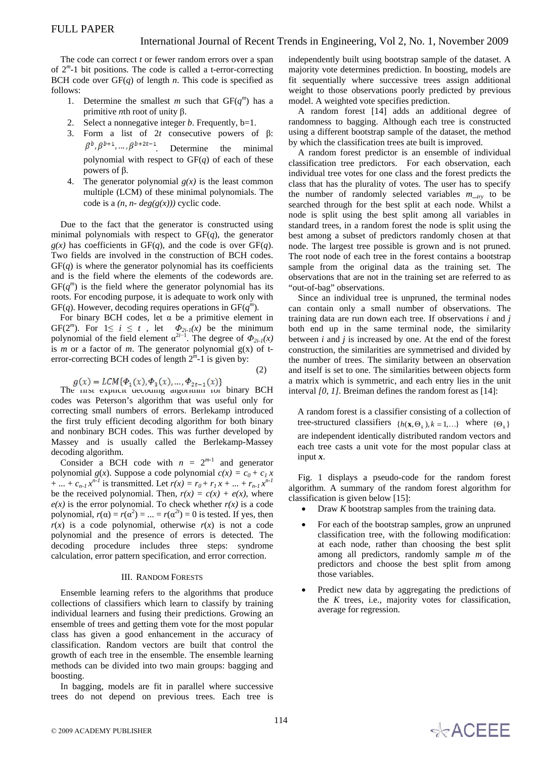The code can correct $t$ or fewer random errors over a span of $2^m$-1 bit positions. The code is called a t-error-correcting BCH code over GF($q$) of length $n$. This code is specified as follows:

1. Determine the smallest $m$ such that GF($q^m$) has a primitive $n$th root of unity $\beta$.
2. Select a nonnegative integer $b$. Frequently, b=1.
3. Form a list of 2$t$ consecutive powers of $\beta$: $\beta^b, \beta^{b+1}, \ldots, \beta^{b+2t-1}$. Determine the minimal polynomial with respect to GF($q$) of each of these powers of $\beta$.
4. The generator polynomial $g(x)$ is the least common multiple (LCM) of these minimal polynomials. The code is a $(n, n- deg(g(x)))$ cyclic code.

Due to the fact that the generator is constructed using minimal polynomials with respect to GF($q$), the generator $g(x)$ has coefficients in GF($q$), and the code is over GF($q$). Two fields are involved in the construction of BCH codes. GF($q$) is where the generator polynomial has its coefficients and is the field where the elements of the codewords are. GF($q^m$) is the field where the generator polynomial has its roots. For encoding purpose, it is adequate to work only with GF($q$). However, decoding requires operations in GF($q^m$).

For binary BCH codes, let $\alpha$ be a primitive element in GF($2^m$). For $1 \leq i \leq t$, let $\Phi_{2i-1}(x)$ be the minimum polynomial of the field element $\alpha^{2i-1}$. The degree of $\Phi_{2i-1}(x)$ is $m$ or a factor of $m$. The generator polynomial g(x) of t-error-correcting BCH codes of length $2^m$-1 is given by:

$$g(x) = LCM\{\Phi_1(x), \Phi_3(x), \ldots, \Phi_{2t-1}(x)\} \tag{2}$$

The first explicit decoding algorithm for binary BCH codes was Peterson's algorithm that was useful only for correcting small numbers of errors. Berlekamp introduced the first truly efficient decoding algorithm for both binary and nonbinary BCH codes. This was further developed by Massey and is usually called the Berlekamp-Massey decoding algorithm.

Consider a BCH code with $n = 2^{m-1}$ and generator polynomial $g(x)$. Suppose a code polynomial $c(x) = c_0 + c_1 x + \ldots + c_{n-1} x^{n-1}$ is transmitted. Let $r(x) = r_0 + r_1 x + \ldots + r_{n-1} x^{n-1}$ be the received polynomial. Then, $r(x) = c(x) + e(x)$, where $e(x)$ is the error polynomial. To check whether $r(x)$ is a code polynomial, $r(\alpha) = r(\alpha^2) = \ldots = r(\alpha^{2t}) = 0$ is tested. If yes, then $r(x)$ is a code polynomial, otherwise $r(x)$ is not a code polynomial and the presence of errors is detected. The decoding procedure includes three steps: syndrome calculation, error pattern specification, and error correction.

## III. Random Forests

Ensemble learning refers to the algorithms that produce collections of classifiers which learn to classify by training individual learners and fusing their predictions. Growing an ensemble of trees and getting them vote for the most popular class has given a good enhancement in the accuracy of classification. Random vectors are built that control the growth of each tree in the ensemble. The ensemble learning methods can be divided into two main groups: bagging and boosting.

In bagging, models are fit in parallel where successive trees do not depend on previous trees. Each tree is independently built using bootstrap sample of the dataset. A majority vote determines prediction. In boosting, models are fit sequentially where successive trees assign additional weight to those observations poorly predicted by previous model. A weighted vote specifies prediction.

A random forest [14] adds an additional degree of randomness to bagging. Although each tree is constructed using a different bootstrap sample of the dataset, the method by which the classification trees ate built is improved.

A random forest predictor is an ensemble of individual classification tree predictors. For each observation, each individual tree votes for one class and the forest predicts the class that has the plurality of votes. The user has to specify the number of randomly selected variables $m_{\_try}$ to be searched through for the best split at each node. Whilst a node is split using the best split among all variables in standard trees, in a random forest the node is split using the best among a subset of predictors randomly chosen at that node. The largest tree possible is grown and is not pruned. The root node of each tree in the forest contains a bootstrap sample from the original data as the training set. The observations that are not in the training set are referred to as "out-of-bag" observations.

Since an individual tree is unpruned, the terminal nodes can contain only a small number of observations. The training data are run down each tree. If observations $i$ and $j$ both end up in the same terminal node, the similarity between $i$ and $j$ is increased by one. At the end of the forest construction, the similarities are symmetrised and divided by the number of trees. The similarity between an observation and itself is set to one. The similarities between objects form a matrix which is symmetric, and each entry lies in the unit interval $[0, 1]$. Breiman defines the random forest as [14]:

> A random forest is a classifier consisting of a collection of tree-structured classifiers $\{h(\mathbf{x}, \Theta_k), k = 1, \ldots\}$ where $\{\Theta_k\}$ are independent identically distributed random vectors and each tree casts a unit vote for the most popular class at input $\boldsymbol{x}$.

Fig. 1 displays a pseudo-code for the random forest algorithm. A summary of the random forest algorithm for classification is given below [15]:

- Draw $K$ bootstrap samples from the training data.
- For each of the bootstrap samples, grow an unpruned classification tree, with the following modification: at each node, rather than choosing the best split among all predictors, randomly sample $m$ of the predictors and choose the best split from among those variables.
- Predict new data by aggregating the predictions of the $K$ trees, i.e., majority votes for classification, average for regression.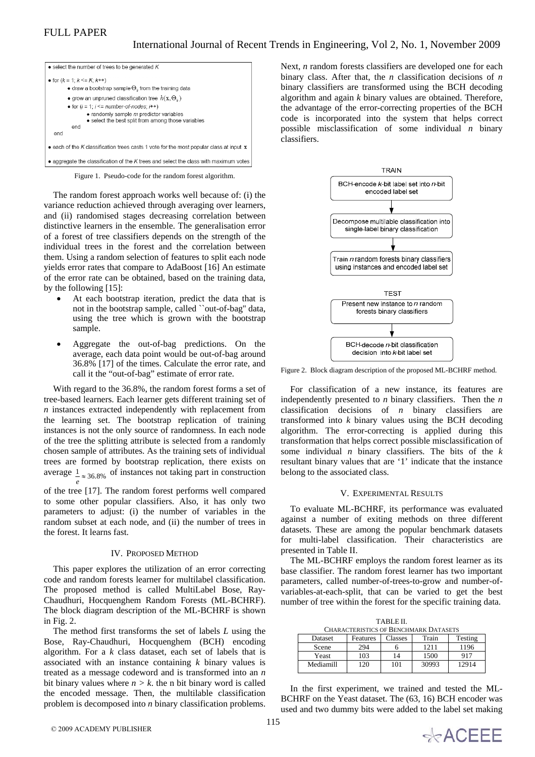```
• select the number of trees to be generated K
• for (k = 1; k <= K; k++)
    • draw a bootstrap sample Θ_k from the training data
    • grow an unpruned classification tree h(x, Θ_k)
    • for (i = 1; i <= number-of-nodes; i++)
        • randomly sample m predictor variables
        • select the best split from among those variables
      end
  end
• each of the K classification trees casts 1 vote for the most popular class at input x
• aggregate the classification of the K trees and select the class with maximum votes
```

Figure 1. Pseudo-code for the random forest algorithm.

The random forest approach works well because of: (i) the variance reduction achieved through averaging over learners, and (ii) randomised stages decreasing correlation between distinctive learners in the ensemble. The generalisation error of a forest of tree classifiers depends on the strength of the individual trees in the forest and the correlation between them. Using a random selection of features to split each node yields error rates that compare to AdaBoost [16] An estimate of the error rate can be obtained, based on the training data, by the following [15]:

- At each bootstrap iteration, predict the data that is not in the bootstrap sample, called ``out-of-bag'' data, using the tree which is grown with the bootstrap sample.
- Aggregate the out-of-bag predictions. On the average, each data point would be out-of-bag around 36.8% [17] of the times. Calculate the error rate, and call it the "out-of-bag" estimate of error rate.

With regard to the 36.8%, the random forest forms a set of tree-based learners. Each learner gets different training set of *n* instances extracted independently with replacement from the learning set. The bootstrap replication of training instances is not the only source of randomness. In each node of the tree the splitting attribute is selected from a randomly chosen sample of attributes. As the training sets of individual trees are formed by bootstrap replication, there exists on average $\frac{1}{e} \approx 36.8\%$ of instances not taking part in construction of the tree [17]. The random forest performs well compared to some other popular classifiers. Also, it has only two parameters to adjust: (i) the number of variables in the random subset at each node, and (ii) the number of trees in the forest. It learns fast.

## IV. Proposed Method

This paper explores the utilization of an error correcting code and random forests learner for multilabel classification. The proposed method is called MultiLabel Bose, Ray-Chaudhuri, Hocquenghem Random Forests (ML-BCHRF). The block diagram description of the ML-BCHRF is shown in Fig. 2.

The method first transforms the set of labels *L* using the Bose, Ray-Chaudhuri, Hocquenghem (BCH) encoding algorithm. For a *k* class dataset, each set of labels that is associated with an instance containing *k* binary values is treated as a message codeword and is transformed into an *n* bit binary values where $n > k$. the n bit binary word is called the encoded message. Then, the multilable classification problem is decomposed into *n* binary classification problems. Next, *n* random forests classifiers are developed one for each binary class. After that, the *n* classification decisions of *n* binary classifiers are transformed using the BCH decoding algorithm and again *k* binary values are obtained. Therefore, the advantage of the error-correcting properties of the BCH code is incorporated into the system that helps correct possible misclassification of some individual *n* binary classifiers.

TRAIN
- BCH-encode *k*-bit label set into *n*-bit encoded label set
- ↓ Decompose multilable classification into single-label binary classification
- ↓ Train *n* random forests binary classifiers using instances and encoded label set

TEST
- Present new instance to *n* random forests binary classifiers
- ↓ BCH-decode *n*-bit classification decision into *k*-bit label set

Figure 2. Block diagram description of the proposed ML-BCHRF method.

For classification of a new instance, its features are independently presented to *n* binary classifiers. Then the *n* classification decisions of *n* binary classifiers are transformed into *k* binary values using the BCH decoding algorithm. The error-correcting is applied during this transformation that helps correct possible misclassification of some individual *n* binary classifiers. The bits of the *k* resultant binary values that are '1' indicate that the instance belong to the associated class.

## V. Experimental Results

To evaluate ML-BCHRF, its performance was evaluated against a number of exiting methods on three different datasets. These are among the popular benchmark datasets for multi-label classification. Their characteristics are presented in Table II.

The ML-BCHRF employs the random forest learner as its base classifier. The random forest learner has two important parameters, called number-of-trees-to-grow and number-of-variables-at-each-split, that can be varied to get the best number of tree within the forest for the specific training data.

TABLE II.
Characteristics of Benchmark Datasets

| Dataset | Features | Classes | Train | Testing |
|---|---|---|---|---|
| Scene | 294 | 6 | 1211 | 1196 |
| Yeast | 103 | 14 | 1500 | 917 |
| Mediamill | 120 | 101 | 30993 | 12914 |

In the first experiment, we trained and tested the ML-BCHRF on the Yeast dataset. The (63, 16) BCH encoder was used and two dummy bits were added to the label set making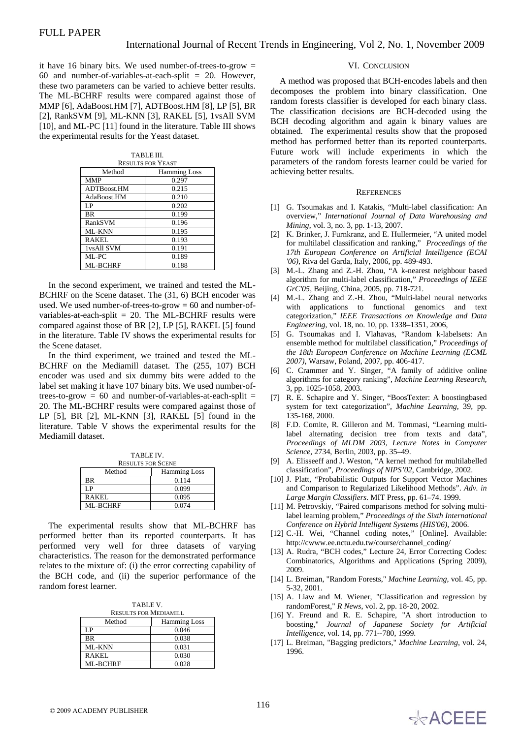it have 16 binary bits. We used number-of-trees-to-grow = 60 and number-of-variables-at-each-split = 20. However, these two parameters can be varied to achieve better results. The ML-BCHRF results were compared against those of MMP [6], AdaBoost.HM [7], ADTBoost.HM [8], LP [5], BR [2], RankSVM [9], ML-KNN [3], RAKEL [5], 1vsAll SVM [10], and ML-PC [11] found in the literature. Table III shows the experimental results for the Yeast dataset.

TABLE III.
RESULTS FOR YEAST

| Method | Hamming Loss |
|---|---|
| MMP | 0.297 |
| ADTBoost.HM | 0.215 |
| AdaBoost.HM | 0.210 |
| LP | 0.202 |
| BR | 0.199 |
| RankSVM | 0.196 |
| ML-KNN | 0.195 |
| RAKEL | 0.193 |
| 1vsAll SVM | 0.191 |
| ML-PC | 0.189 |
| ML-BCHRF | 0.188 |

In the second experiment, we trained and tested the ML-BCHRF on the Scene dataset. The (31, 6) BCH encoder was used. We used number-of-trees-to-grow = 60 and number-of-variables-at-each-split = 20. The ML-BCHRF results were compared against those of BR [2], LP [5], RAKEL [5] found in the literature. Table IV shows the experimental results for the Scene dataset.

In the third experiment, we trained and tested the ML-BCHRF on the Mediamill dataset. The (255, 107) BCH encoder was used and six dummy bits were added to the label set making it have 107 binary bits. We used number-of-trees-to-grow = 60 and number-of-variables-at-each-split = 20. The ML-BCHRF results were compared against those of LP [5], BR [2], ML-KNN [3], RAKEL [5] found in the literature. Table V shows the experimental results for the Mediamill dataset.

TABLE IV.
RESULTS FOR SCENE

| Method | Hamming Loss |
|---|---|
| BR | 0.114 |
| LP | 0.099 |
| RAKEL | 0.095 |
| ML-BCHRF | 0.074 |

The experimental results show that ML-BCHRF has performed better than its reported counterparts. It has performed very well for three datasets of varying characteristics. The reason for the demonstrated performance relates to the mixture of: (i) the error correcting capability of the BCH code, and (ii) the superior performance of the random forest learner.

TABLE V.
RESULTS FOR MEDIAMILL

| Method | Hamming Loss |
|---|---|
| LP | 0.046 |
| BR | 0.038 |
| ML-KNN | 0.031 |
| RAKEL | 0.030 |
| ML-BCHRF | 0.028 |

## VI. CONCLUSION

A method was proposed that BCH-encodes labels and then decomposes the problem into binary classification. One random forests classifier is developed for each binary class. The classification decisions are BCH-decoded using the BCH decoding algorithm and again k binary values are obtained. The experimental results show that the proposed method has performed better than its reported counterparts. Future work will include experiments in which the parameters of the random forests learner could be varied for achieving better results.

## REFERENCES

[1] G. Tsoumakas and I. Katakis, "Multi-label classification: An overview," *International Journal of Data Warehousing and Mining*, vol. 3, no. 3, pp. 1-13, 2007.

[2] K. Brinker, J. Furnkranz, and E. Hullermeier, "A united model for multilabel classification and ranking," *Proceedings of the 17th European Conference on Artificial Intelligence (ECAI '06)*, Riva del Garda, Italy, 2006, pp. 489-493.

[3] M.-L. Zhang and Z.-H. Zhou, "A k-nearest neighbour based algorithm for multi-label classification," *Proceedings of IEEE GrC'05*, Beijing, China, 2005, pp. 718-721.

[4] M.-L. Zhang and Z.-H. Zhou, "Multi-label neural networks with applications to functional genomics and text categorization," *IEEE Transactions on Knowledge and Data Engineering*, vol. 18, no. 10, pp. 1338–1351, 2006,

[5] G. Tsoumakas and I. Vlahavas, "Random k-labelsets: An ensemble method for multilabel classification," *Proceedings of the 18th European Conference on Machine Learning (ECML 2007)*, Warsaw, Poland, 2007, pp. 406-417.

[6] C. Crammer and Y. Singer, "A family of additive online algorithms for category ranking", *Machine Learning Research*, 3, pp. 1025-1058, 2003.

[7] R. E. Schapire and Y. Singer, "BoosTexter: A boostingbased system for text categorization", *Machine Learning*, 39, pp. 135-168, 2000.

[8] F.D. Comite, R. Gilleron and M. Tommasi, "Learning multi-label alternating decision tree from texts and data", *Proceedings of MLDM 2003, Lecture Notes in Computer Science*, 2734, Berlin, 2003, pp. 35–49.

[9] A. Elisseeff and J. Weston, "A kernel method for multilabelled classification", *Proceedings of NIPS'02*, Cambridge, 2002.

[10] J. Platt, "Probabilistic Outputs for Support Vector Machines and Comparison to Regularized Likelihood Methods". *Adv. in Large Margin Classifiers*. MIT Press, pp. 61–74. 1999.

[11] M. Petrovskiy, "Paired comparisons method for solving multi-label learning problem," *Proceedings of the Sixth International Conference on Hybrid Intelligent Systems (HIS'06)*, 2006.

[12] C.-H. Wei, "Channel coding notes," [Online]. Available: http://cwww.ee.nctu.edu.tw/course/channel_coding/

[13] A. Rudra, "BCH codes," Lecture 24, Error Correcting Codes: Combinatorics, Algorithms and Applications (Spring 2009), 2009.

[14] L. Breiman, "Random Forests," *Machine Learning*, vol. 45, pp. 5-32, 2001.

[15] A. Liaw and M. Wiener, "Classification and regression by randomForest," *R News*, vol. 2, pp. 18-20, 2002.

[16] Y. Freund and R. E. Schapire, "A short introduction to boosting," *Journal of Japanese Society for Artificial Intelligence*, vol. 14, pp. 771--780, 1999.

[17] L. Breiman, "Bagging predictors," *Machine Learning*, vol. 24, 1996.